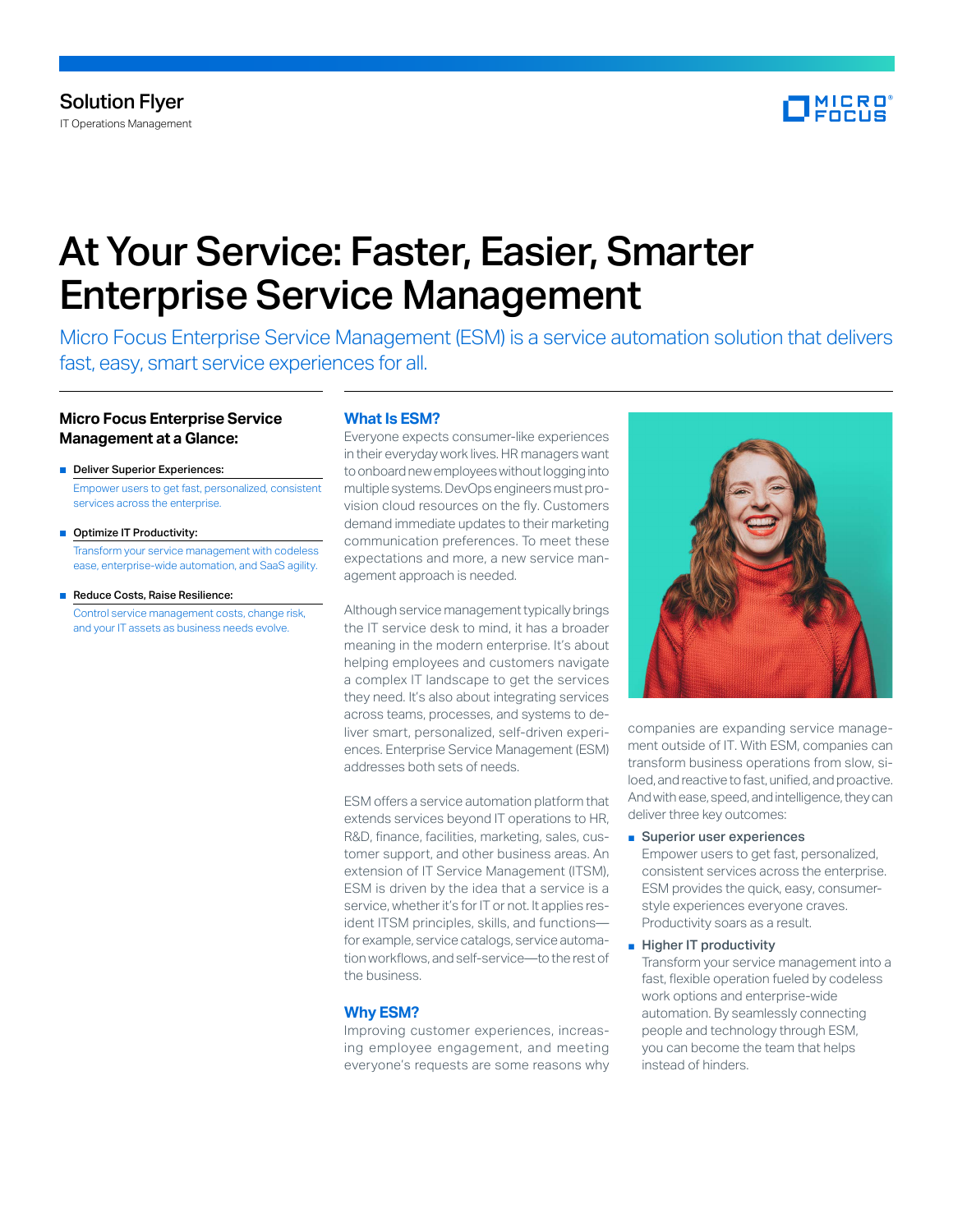Solution Flyer
IT Operations Management

# At Your Service: Faster, Easier, Smarter Enterprise Service Management

Micro Focus Enterprise Service Management (ESM) is a service automation solution that delivers fast, easy, smart service experiences for all.

### Micro Focus Enterprise Service Management at a Glance:

- **Deliver Superior Experiences:**
  Empower users to get fast, personalized, consistent services across the enterprise.
- **Optimize IT Productivity:**
  Transform your service management with codeless ease, enterprise-wide automation, and SaaS agility.
- **Reduce Costs, Raise Resilience:**
  Control service management costs, change risk, and your IT assets as business needs evolve.

## What Is ESM?

Everyone expects consumer-like experiences in their everyday work lives. HR managers want to onboard new employees without logging into multiple systems. DevOps engineers must provision cloud resources on the fly. Customers demand immediate updates to their marketing communication preferences. To meet these expectations and more, a new service management approach is needed.

Although service management typically brings the IT service desk to mind, it has a broader meaning in the modern enterprise. It's about helping employees and customers navigate a complex IT landscape to get the services they need. It's also about integrating services across teams, processes, and systems to deliver smart, personalized, self-driven experiences. Enterprise Service Management (ESM) addresses both sets of needs.

ESM offers a service automation platform that extends services beyond IT operations to HR, R&D, finance, facilities, marketing, sales, customer support, and other business areas. An extension of IT Service Management (ITSM), ESM is driven by the idea that a service is a service, whether it's for IT or not. It applies resident ITSM principles, skills, and functions—for example, service catalogs, service automation workflows, and self-service—to the rest of the business.

## Why ESM?

Improving customer experiences, increasing employee engagement, and meeting everyone's requests are some reasons why companies are expanding service management outside of IT. With ESM, companies can transform business operations from slow, siloed, and reactive to fast, unified, and proactive. And with ease, speed, and intelligence, they can deliver three key outcomes:

- **Superior user experiences**
  Empower users to get fast, personalized, consistent services across the enterprise. ESM provides the quick, easy, consumer-style experiences everyone craves. Productivity soars as a result.
- **Higher IT productivity**
  Transform your service management into a fast, flexible operation fueled by codeless work options and enterprise-wide automation. By seamlessly connecting people and technology through ESM, you can become the team that helps instead of hinders.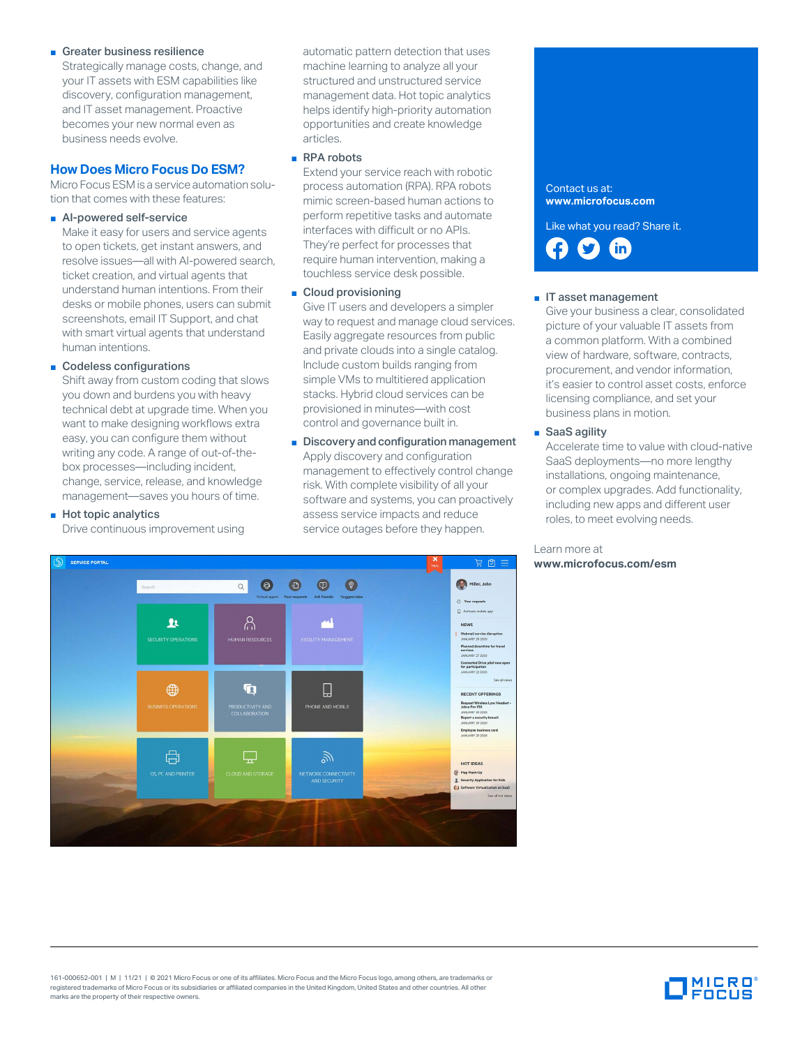- **Greater business resilience**
  Strategically manage costs, change, and your IT assets with ESM capabilities like discovery, configuration management, and IT asset management. Proactive becomes your new normal even as business needs evolve.

## How Does Micro Focus Do ESM?

Micro Focus ESM is a service automation solution that comes with these features:

- **AI-powered self-service**
  Make it easy for users and service agents to open tickets, get instant answers, and resolve issues—all with AI-powered search, ticket creation, and virtual agents that understand human intentions. From their desks or mobile phones, users can submit screenshots, email IT Support, and chat with smart virtual agents that understand human intentions.
- **Codeless configurations**
  Shift away from custom coding that slows you down and burdens you with heavy technical debt at upgrade time. When you want to make designing workflows extra easy, you can configure them without writing any code. A range of out-of-the-box processes—including incident, change, service, release, and knowledge management—saves you hours of time.
- **Hot topic analytics**
  Drive continuous improvement using automatic pattern detection that uses machine learning to analyze all your structured and unstructured service management data. Hot topic analytics helps identify high-priority automation opportunities and create knowledge articles.
- **RPA robots**
  Extend your service reach with robotic process automation (RPA). RPA robots mimic screen-based human actions to perform repetitive tasks and automate interfaces with difficult or no APIs. They're perfect for processes that require human intervention, making a touchless service desk possible.
- **Cloud provisioning**
  Give IT users and developers a simpler way to request and manage cloud services. Easily aggregate resources from public and private clouds into a single catalog. Include custom builds ranging from simple VMs to multitiered application stacks. Hybrid cloud services can be provisioned in minutes—with cost control and governance built in.
- **Discovery and configuration management**
  Apply discovery and configuration management to effectively control change risk. With complete visibility of all your software and systems, you can proactively assess service impacts and reduce service outages before they happen.
- **IT asset management**
  Give your business a clear, consolidated picture of your valuable IT assets from a common platform. With a combined view of hardware, software, contracts, procurement, and vendor information, it's easier to control asset costs, enforce licensing compliance, and set your business plans in motion.
- **SaaS agility**
  Accelerate time to value with cloud-native SaaS deployments—no more lengthy installations, ongoing maintenance, or complex upgrades. Add functionality, including new apps and different user roles, to meet evolving needs.

Contact us at:
**www.microfocus.com**

Like what you read? Share it.

Learn more at
**www.microfocus.com/esm**

161-000652-001 | M | 11/21 | © 2021 Micro Focus or one of its affiliates. Micro Focus and the Micro Focus logo, among others, are trademarks or registered trademarks of Micro Focus or its subsidiaries or affiliated companies in the United Kingdom, United States and other countries. All other marks are the property of their respective owners.